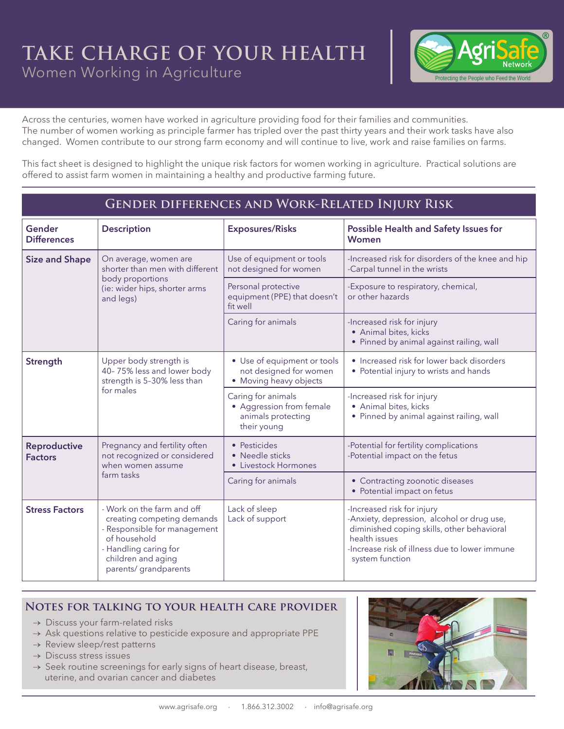# TAKE CHARGE OF YOUR HEALTH

## Women Working in Agriculture

Across the centuries, women have worked in agriculture providing food for their families and communities. The number of women working as principle farmer has tripled over the past thirty years and their work tasks have also changed. Women contribute to our strong farm economy and will continue to live, work and raise families on farms.

This fact sheet is designed to highlight the unique risk factors for women working in agriculture. Practical solutions are offered to assist farm women in maintaining a healthy and productive farming future.

## Gender differences and Work-Related Injury Risk

| Gender Differences | Description | Exposures/Risks | Possible Health and Safety Issues for Women |
|---|---|---|---|
| **Size and Shape** | On average, women are shorter than men with different body proportions (ie: wider hips, shorter arms and legs) | Use of equipment or tools not designed for women | -Increased risk for disorders of the knee and hip<br>-Carpal tunnel in the wrists |
| | | Personal protective equipment (PPE) that doesn't fit well | -Exposure to respiratory, chemical, or other hazards |
| | | Caring for animals | -Increased risk for injury<br>• Animal bites, kicks<br>• Pinned by animal against railing, wall |
| **Strength** | Upper body strength is 40–75% less and lower body strength is 5–30% less than for males | • Use of equipment or tools not designed for women<br>• Moving heavy objects | • Increased risk for lower back disorders<br>• Potential injury to wrists and hands |
| | | Caring for animals<br>• Aggression from female animals protecting their young | -Increased risk for injury<br>• Animal bites, kicks<br>• Pinned by animal against railing, wall |
| **Reproductive Factors** | Pregnancy and fertility often not recognized or considered when women assume farm tasks | • Pesticides<br>• Needle sticks<br>• Livestock Hormones | -Potential for fertility complications<br>-Potential impact on the fetus |
| | | Caring for animals | • Contracting zoonotic diseases<br>• Potential impact on fetus |
| **Stress Factors** | - Work on the farm and off creating competing demands<br>- Responsible for management of household<br>- Handling caring for children and aging parents/ grandparents | Lack of sleep<br>Lack of support | -Increased risk for injury<br>-Anxiety, depression, alcohol or drug use, diminished coping skills, other behavioral health issues<br>-Increase risk of illness due to lower immune system function |

## Notes for talking to your health care provider

- → Discuss your farm-related risks
- → Ask questions relative to pesticide exposure and appropriate PPE
- → Review sleep/rest patterns
- → Discuss stress issues
- → Seek routine screenings for early signs of heart disease, breast, uterine, and ovarian cancer and diabetes

www.agrisafe.org · 1.866.312.3002 · info@agrisafe.org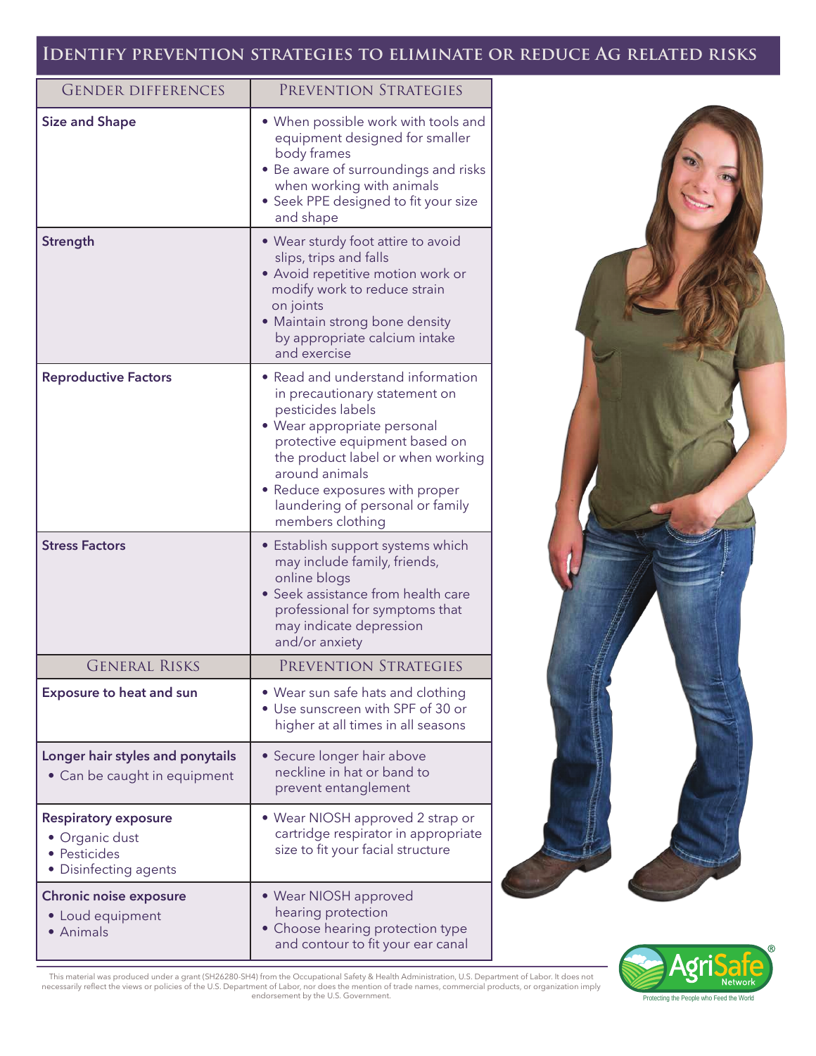## Identify prevention strategies to eliminate or reduce Ag related risks

| Gender differences | Prevention Strategies |
| --- | --- |
| **Size and Shape** | • When possible work with tools and equipment designed for smaller body frames<br>• Be aware of surroundings and risks when working with animals<br>• Seek PPE designed to fit your size and shape |
| **Strength** | • Wear sturdy foot attire to avoid slips, trips and falls<br>• Avoid repetitive motion work or modify work to reduce strain on joints<br>• Maintain strong bone density by appropriate calcium intake and exercise |
| **Reproductive Factors** | • Read and understand information in precautionary statement on pesticides labels<br>• Wear appropriate personal protective equipment based on the product label or when working around animals<br>• Reduce exposures with proper laundering of personal or family members clothing |
| **Stress Factors** | • Establish support systems which may include family, friends, online blogs<br>• Seek assistance from health care professional for symptoms that may indicate depression and/or anxiety |
| **General Risks** | **Prevention Strategies** |
| **Exposure to heat and sun** | • Wear sun safe hats and clothing<br>• Use sunscreen with SPF of 30 or higher at all times in all seasons |
| **Longer hair styles and ponytails**<br>• Can be caught in equipment | • Secure longer hair above neckline in hat or band to prevent entanglement |
| **Respiratory exposure**<br>• Organic dust<br>• Pesticides<br>• Disinfecting agents | • Wear NIOSH approved 2 strap or cartridge respirator in appropriate size to fit your facial structure |
| **Chronic noise exposure**<br>• Loud equipment<br>• Animals | • Wear NIOSH approved hearing protection<br>• Choose hearing protection type and contour to fit your ear canal |

This material was produced under a grant (SH26280-SH4) from the Occupational Safety & Health Administration, U.S. Department of Labor. It does not necessarily reflect the views or policies of the U.S. Department of Labor, nor does the mention of trade names, commercial products, or organization imply endorsement by the U.S. Government.

AgriSafe Network®
Protecting the People who Feed the World